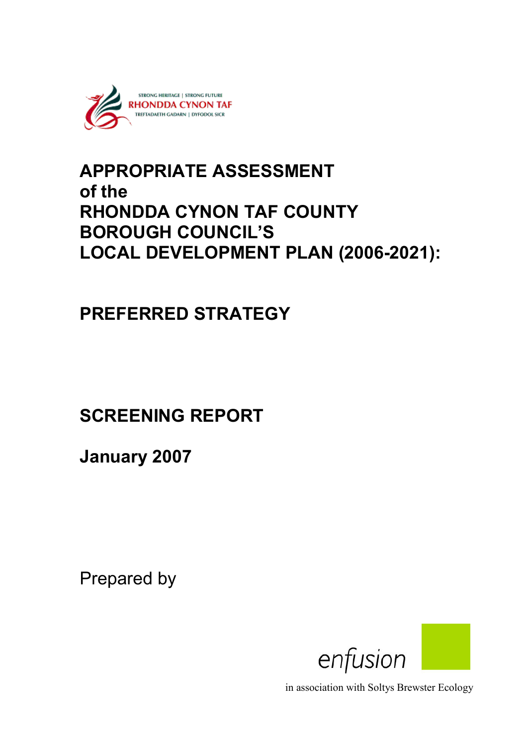STRONG HERITAGE | STRONG FUTURE
RHONDDA CYNON TAF
TREFTADAETH GADARN | DYFODOL SICR

# APPROPRIATE ASSESSMENT of the RHONDDA CYNON TAF COUNTY BOROUGH COUNCIL'S LOCAL DEVELOPMENT PLAN (2006-2021):

# PREFERRED STRATEGY

# SCREENING REPORT

**January 2007**

Prepared by

enfusion

in association with Soltys Brewster Ecology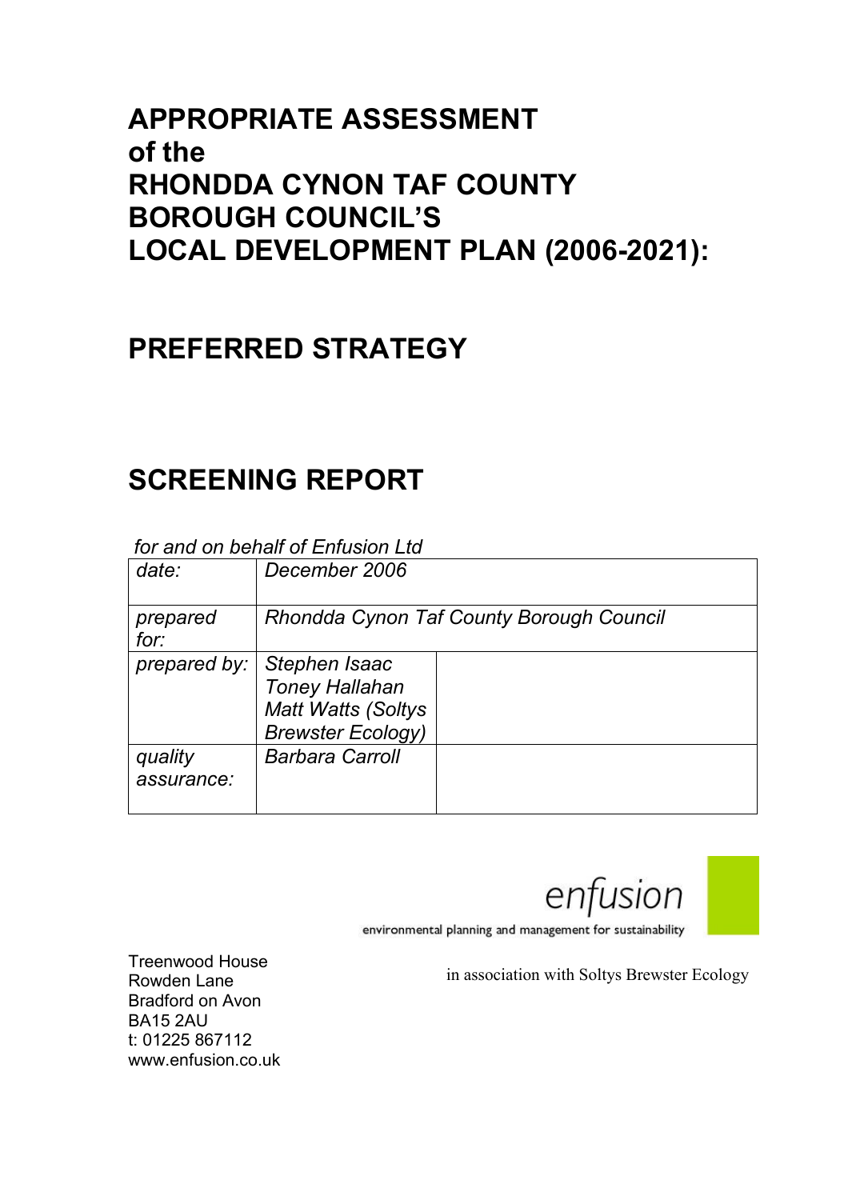# APPROPRIATE ASSESSMENT of the RHONDDA CYNON TAF COUNTY BOROUGH COUNCIL'S LOCAL DEVELOPMENT PLAN (2006-2021):

# PREFERRED STRATEGY

# SCREENING REPORT

*for and on behalf of Enfusion Ltd*

| | | |
|---|---|---|
| *date:* | *December 2006* | |
| *prepared for:* | *Rhondda Cynon Taf County Borough Council* | |
| *prepared by:* | *Stephen Isaac*<br>*Toney Hallahan*<br>*Matt Watts (Soltys Brewster Ecology)* | |
| *quality assurance:* | *Barbara Carroll* | |

enfusion

environmental planning and management for sustainability

Treenwood House
Rowden Lane
Bradford on Avon
BA15 2AU
t: 01225 867112
www.enfusion.co.uk

in association with Soltys Brewster Ecology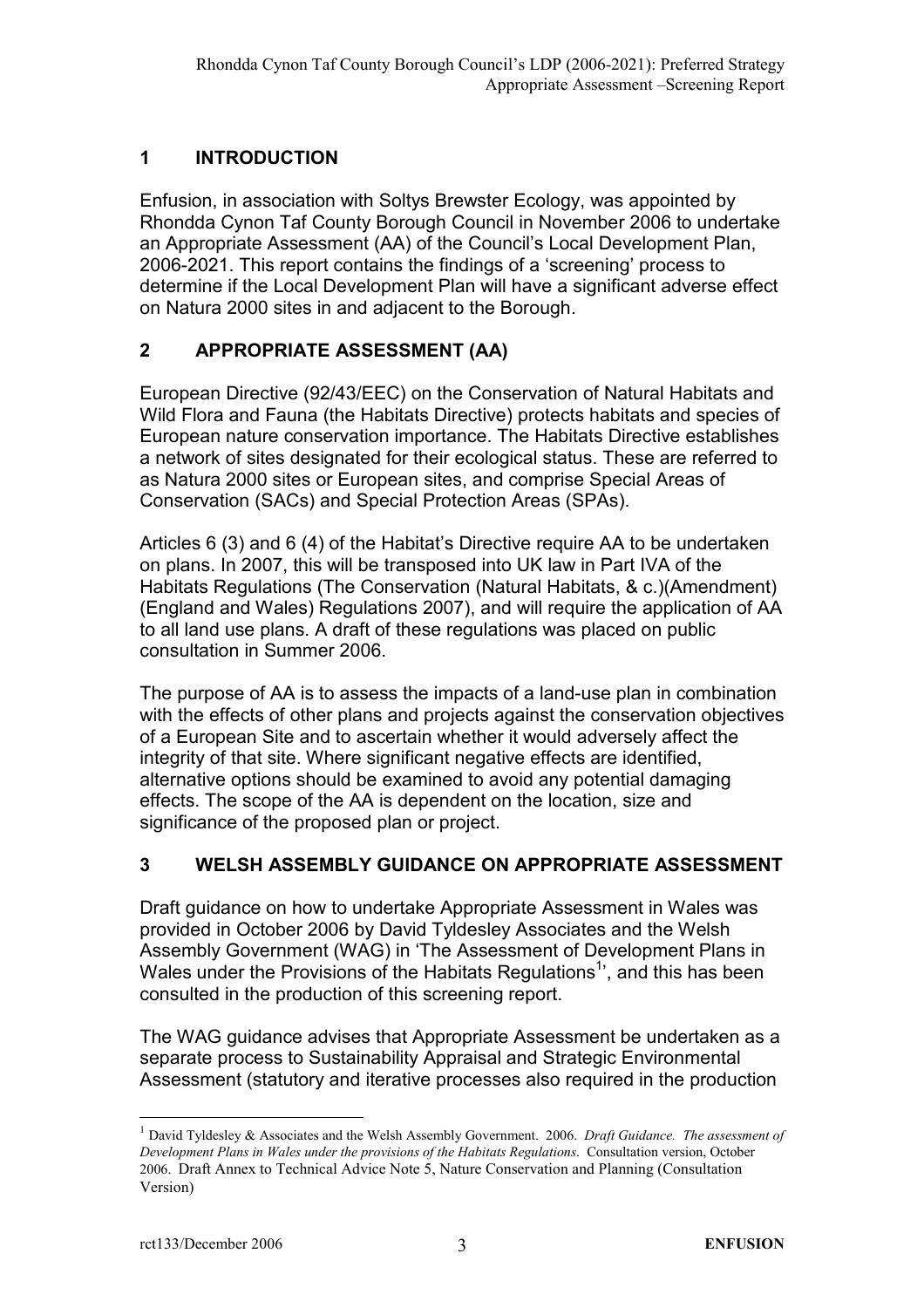## 1 INTRODUCTION

Enfusion, in association with Soltys Brewster Ecology, was appointed by Rhondda Cynon Taf County Borough Council in November 2006 to undertake an Appropriate Assessment (AA) of the Council's Local Development Plan, 2006-2021. This report contains the findings of a 'screening' process to determine if the Local Development Plan will have a significant adverse effect on Natura 2000 sites in and adjacent to the Borough.

## 2 APPROPRIATE ASSESSMENT (AA)

European Directive (92/43/EEC) on the Conservation of Natural Habitats and Wild Flora and Fauna (the Habitats Directive) protects habitats and species of European nature conservation importance. The Habitats Directive establishes a network of sites designated for their ecological status. These are referred to as Natura 2000 sites or European sites, and comprise Special Areas of Conservation (SACs) and Special Protection Areas (SPAs).

Articles 6 (3) and 6 (4) of the Habitat's Directive require AA to be undertaken on plans. In 2007, this will be transposed into UK law in Part IVA of the Habitats Regulations (The Conservation (Natural Habitats, & c.)(Amendment) (England and Wales) Regulations 2007), and will require the application of AA to all land use plans. A draft of these regulations was placed on public consultation in Summer 2006.

The purpose of AA is to assess the impacts of a land-use plan in combination with the effects of other plans and projects against the conservation objectives of a European Site and to ascertain whether it would adversely affect the integrity of that site. Where significant negative effects are identified, alternative options should be examined to avoid any potential damaging effects. The scope of the AA is dependent on the location, size and significance of the proposed plan or project.

## 3 WELSH ASSEMBLY GUIDANCE ON APPROPRIATE ASSESSMENT

Draft guidance on how to undertake Appropriate Assessment in Wales was provided in October 2006 by David Tyldesley Associates and the Welsh Assembly Government (WAG) in 'The Assessment of Development Plans in Wales under the Provisions of the Habitats Regulations[1]', and this has been consulted in the production of this screening report.

The WAG guidance advises that Appropriate Assessment be undertaken as a separate process to Sustainability Appraisal and Strategic Environmental Assessment (statutory and iterative processes also required in the production

---

[1] David Tyldesley & Associates and the Welsh Assembly Government. 2006. *Draft Guidance. The assessment of Development Plans in Wales under the provisions of the Habitats Regulations*. Consultation version, October 2006. Draft Annex to Technical Advice Note 5, Nature Conservation and Planning (Consultation Version)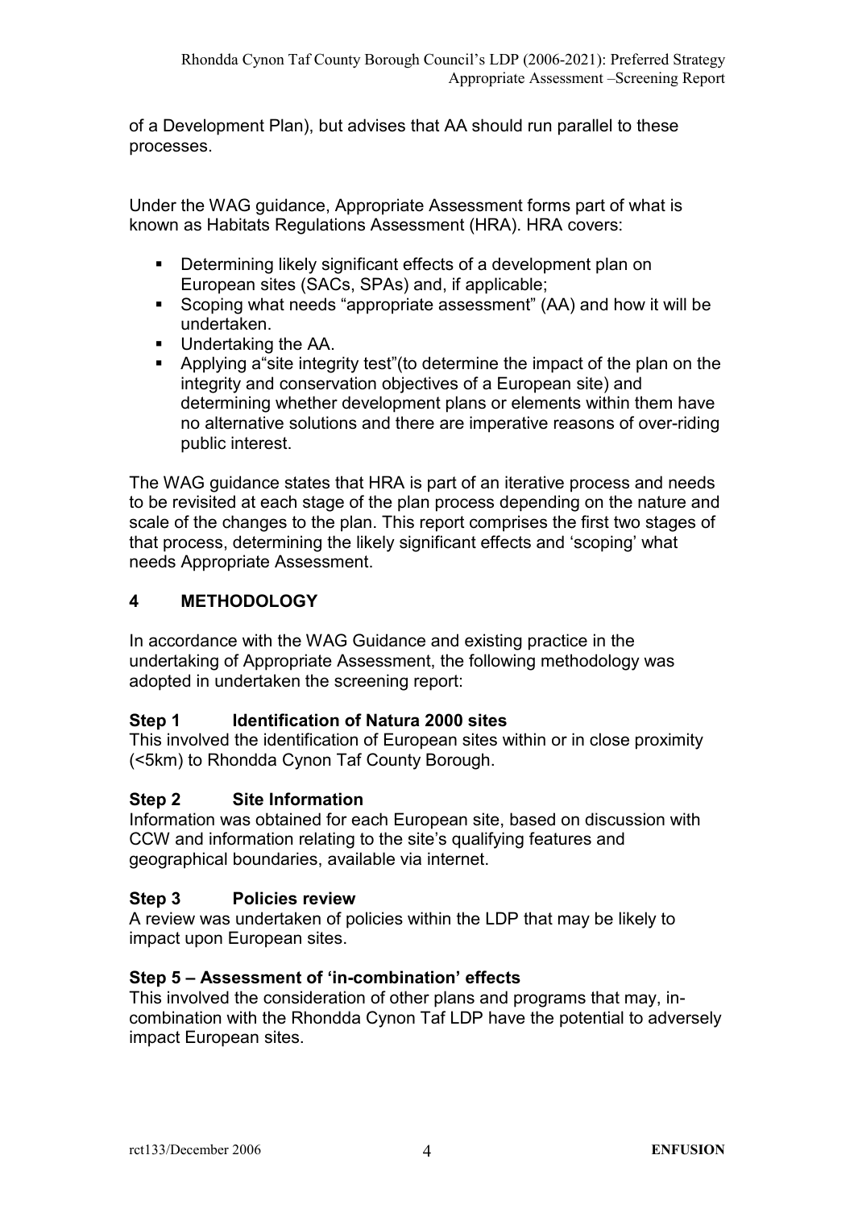of a Development Plan), but advises that AA should run parallel to these processes.

Under the WAG guidance, Appropriate Assessment forms part of what is known as Habitats Regulations Assessment (HRA). HRA covers:

- Determining likely significant effects of a development plan on European sites (SACs, SPAs) and, if applicable;
- Scoping what needs "appropriate assessment" (AA) and how it will be undertaken.
- Undertaking the AA.
- Applying a"site integrity test"(to determine the impact of the plan on the integrity and conservation objectives of a European site) and determining whether development plans or elements within them have no alternative solutions and there are imperative reasons of over-riding public interest.

The WAG guidance states that HRA is part of an iterative process and needs to be revisited at each stage of the plan process depending on the nature and scale of the changes to the plan. This report comprises the first two stages of that process, determining the likely significant effects and 'scoping' what needs Appropriate Assessment.

## 4 METHODOLOGY

In accordance with the WAG Guidance and existing practice in the undertaking of Appropriate Assessment, the following methodology was adopted in undertaken the screening report:

**Step 1 Identification of Natura 2000 sites**
This involved the identification of European sites within or in close proximity (<5km) to Rhondda Cynon Taf County Borough.

**Step 2 Site Information**
Information was obtained for each European site, based on discussion with CCW and information relating to the site's qualifying features and geographical boundaries, available via internet.

**Step 3 Policies review**
A review was undertaken of policies within the LDP that may be likely to impact upon European sites.

**Step 5 – Assessment of 'in-combination' effects**
This involved the consideration of other plans and programs that may, in-combination with the Rhondda Cynon Taf LDP have the potential to adversely impact European sites.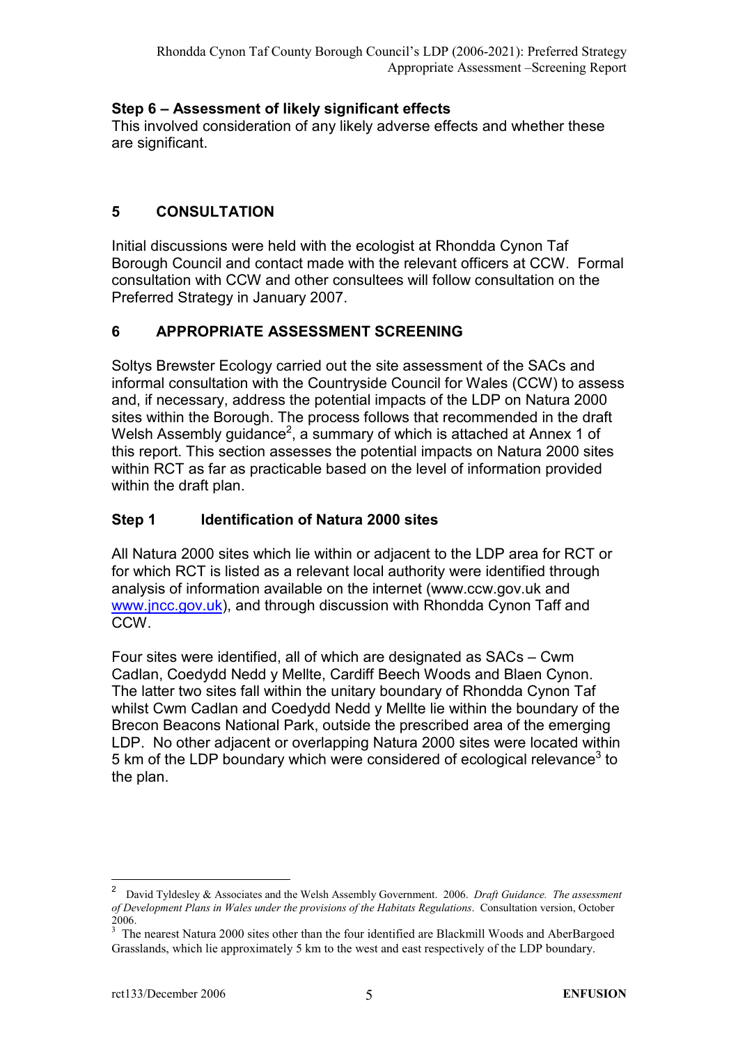### Step 6 – Assessment of likely significant effects

This involved consideration of any likely adverse effects and whether these are significant.

## 5 CONSULTATION

Initial discussions were held with the ecologist at Rhondda Cynon Taf Borough Council and contact made with the relevant officers at CCW. Formal consultation with CCW and other consultees will follow consultation on the Preferred Strategy in January 2007.

## 6 APPROPRIATE ASSESSMENT SCREENING

Soltys Brewster Ecology carried out the site assessment of the SACs and informal consultation with the Countryside Council for Wales (CCW) to assess and, if necessary, address the potential impacts of the LDP on Natura 2000 sites within the Borough. The process follows that recommended in the draft Welsh Assembly guidance[2], a summary of which is attached at Annex 1 of this report. This section assesses the potential impacts on Natura 2000 sites within RCT as far as practicable based on the level of information provided within the draft plan.

### Step 1 Identification of Natura 2000 sites

All Natura 2000 sites which lie within or adjacent to the LDP area for RCT or for which RCT is listed as a relevant local authority were identified through analysis of information available on the internet (www.ccw.gov.uk and www.jncc.gov.uk), and through discussion with Rhondda Cynon Taff and CCW.

Four sites were identified, all of which are designated as SACs – Cwm Cadlan, Coedydd Nedd y Mellte, Cardiff Beech Woods and Blaen Cynon. The latter two sites fall within the unitary boundary of Rhondda Cynon Taf whilst Cwm Cadlan and Coedydd Nedd y Mellte lie within the boundary of the Brecon Beacons National Park, outside the prescribed area of the emerging LDP. No other adjacent or overlapping Natura 2000 sites were located within 5 km of the LDP boundary which were considered of ecological relevance[3] to the plan.

---

[2] David Tyldesley & Associates and the Welsh Assembly Government. 2006. *Draft Guidance. The assessment of Development Plans in Wales under the provisions of the Habitats Regulations*. Consultation version, October 2006.

[3] The nearest Natura 2000 sites other than the four identified are Blackmill Woods and AberBargoed Grasslands, which lie approximately 5 km to the west and east respectively of the LDP boundary.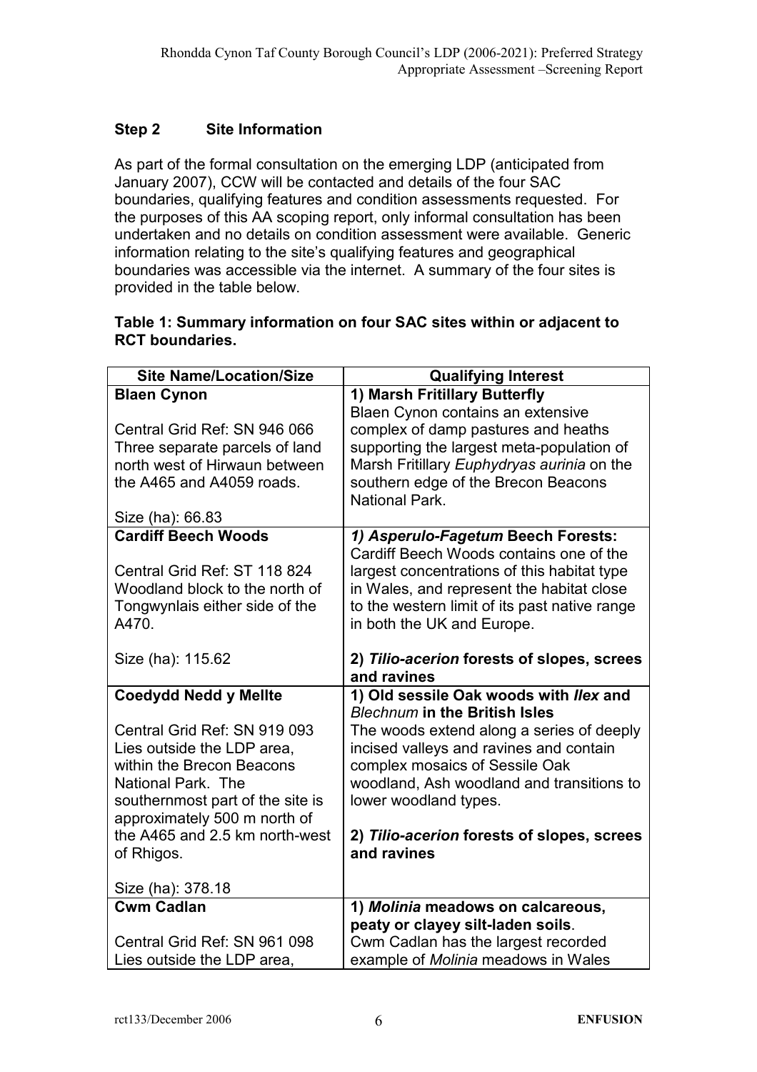## Step 2 Site Information

As part of the formal consultation on the emerging LDP (anticipated from January 2007), CCW will be contacted and details of the four SAC boundaries, qualifying features and condition assessments requested. For the purposes of this AA scoping report, only informal consultation has been undertaken and no details on condition assessment were available. Generic information relating to the site's qualifying features and geographical boundaries was accessible via the internet. A summary of the four sites is provided in the table below.

**Table 1: Summary information on four SAC sites within or adjacent to RCT boundaries.**

| Site Name/Location/Size | Qualifying Interest |
| --- | --- |
| **Blaen Cynon**<br><br>Central Grid Ref: SN 946 066<br>Three separate parcels of land north west of Hirwaun between the A465 and A4059 roads.<br><br>Size (ha): 66.83 | **1) Marsh Fritillary Butterfly**<br>Blaen Cynon contains an extensive complex of damp pastures and heaths supporting the largest meta-population of Marsh Fritillary *Euphydryas aurinia* on the southern edge of the Brecon Beacons National Park. |
| **Cardiff Beech Woods**<br><br>Central Grid Ref: ST 118 824<br>Woodland block to the north of Tongwynlais either side of the A470.<br><br>Size (ha): 115.62 | ***1) Asperulo-Fagetum* Beech Forests:**<br>Cardiff Beech Woods contains one of the largest concentrations of this habitat type in Wales, and represent the habitat close to the western limit of its past native range in both the UK and Europe.<br><br>**2) *Tilio-acerion* forests of slopes, screes and ravines** |
| **Coedydd Nedd y Mellte**<br><br>Central Grid Ref: SN 919 093<br>Lies outside the LDP area, within the Brecon Beacons National Park. The southernmost part of the site is approximately 500 m north of the A465 and 2.5 km north-west of Rhigos.<br><br>Size (ha): 378.18 | **1) Old sessile Oak woods with *Ilex* and *Blechnum* in the British Isles**<br>The woods extend along a series of deeply incised valleys and ravines and contain complex mosaics of Sessile Oak woodland, Ash woodland and transitions to lower woodland types.<br><br>**2) *Tilio-acerion* forests of slopes, screes and ravines** |
| **Cwm Cadlan**<br><br>Central Grid Ref: SN 961 098<br>Lies outside the LDP area, | **1) *Molinia* meadows on calcareous, peaty or clayey silt-laden soils**.<br>Cwm Cadlan has the largest recorded example of *Molinia* meadows in Wales |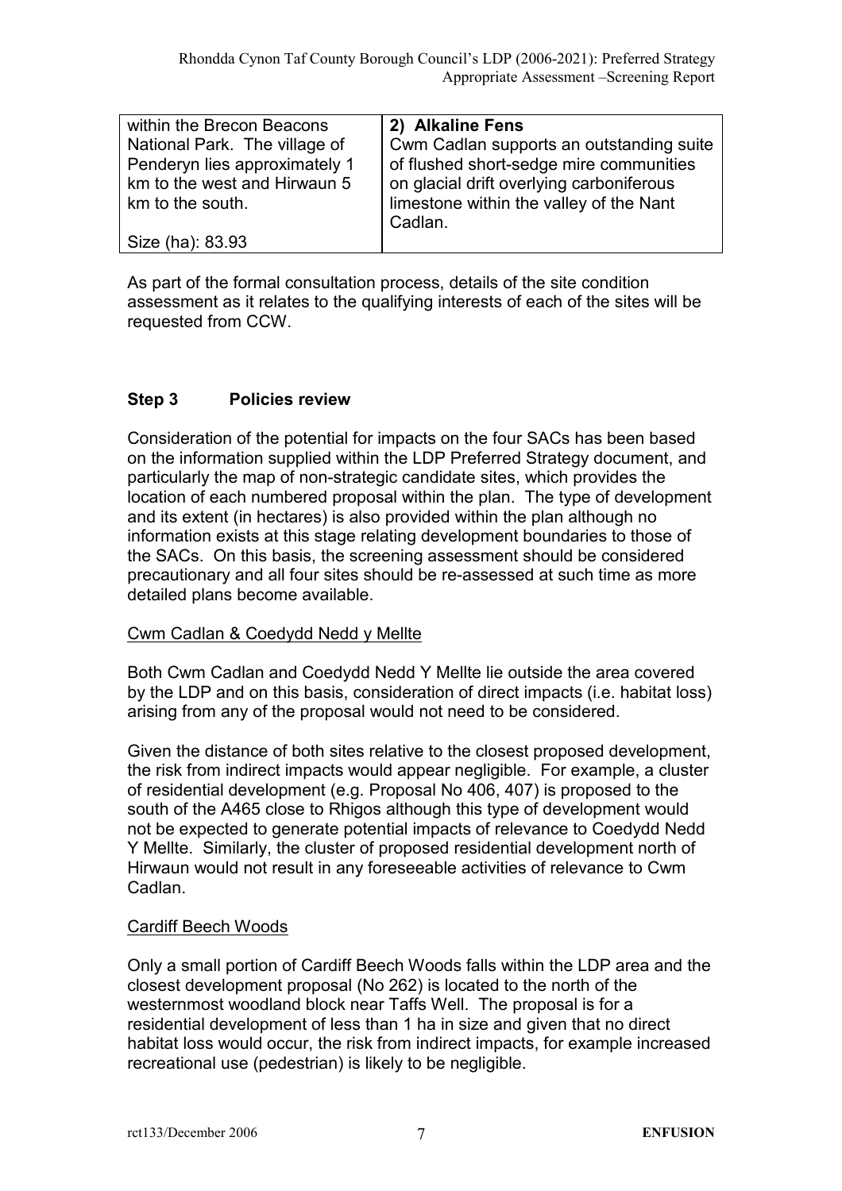| within the Brecon Beacons National Park. The village of Penderyn lies approximately 1 km to the west and Hirwaun 5 km to the south.<br><br>Size (ha): 83.93 | **2) Alkaline Fens**<br>Cwm Cadlan supports an outstanding suite of flushed short-sedge mire communities on glacial drift overlying carboniferous limestone within the valley of the Nant Cadlan. |
|---|---|

As part of the formal consultation process, details of the site condition assessment as it relates to the qualifying interests of each of the sites will be requested from CCW.

### Step 3 Policies review

Consideration of the potential for impacts on the four SACs has been based on the information supplied within the LDP Preferred Strategy document, and particularly the map of non-strategic candidate sites, which provides the location of each numbered proposal within the plan. The type of development and its extent (in hectares) is also provided within the plan although no information exists at this stage relating development boundaries to those of the SACs. On this basis, the screening assessment should be considered precautionary and all four sites should be re-assessed at such time as more detailed plans become available.

#### Cwm Cadlan & Coedydd Nedd y Mellte

Both Cwm Cadlan and Coedydd Nedd Y Mellte lie outside the area covered by the LDP and on this basis, consideration of direct impacts (i.e. habitat loss) arising from any of the proposal would not need to be considered.

Given the distance of both sites relative to the closest proposed development, the risk from indirect impacts would appear negligible. For example, a cluster of residential development (e.g. Proposal No 406, 407) is proposed to the south of the A465 close to Rhigos although this type of development would not be expected to generate potential impacts of relevance to Coedydd Nedd Y Mellte. Similarly, the cluster of proposed residential development north of Hirwaun would not result in any foreseeable activities of relevance to Cwm Cadlan.

#### Cardiff Beech Woods

Only a small portion of Cardiff Beech Woods falls within the LDP area and the closest development proposal (No 262) is located to the north of the westernmost woodland block near Taffs Well. The proposal is for a residential development of less than 1 ha in size and given that no direct habitat loss would occur, the risk from indirect impacts, for example increased recreational use (pedestrian) is likely to be negligible.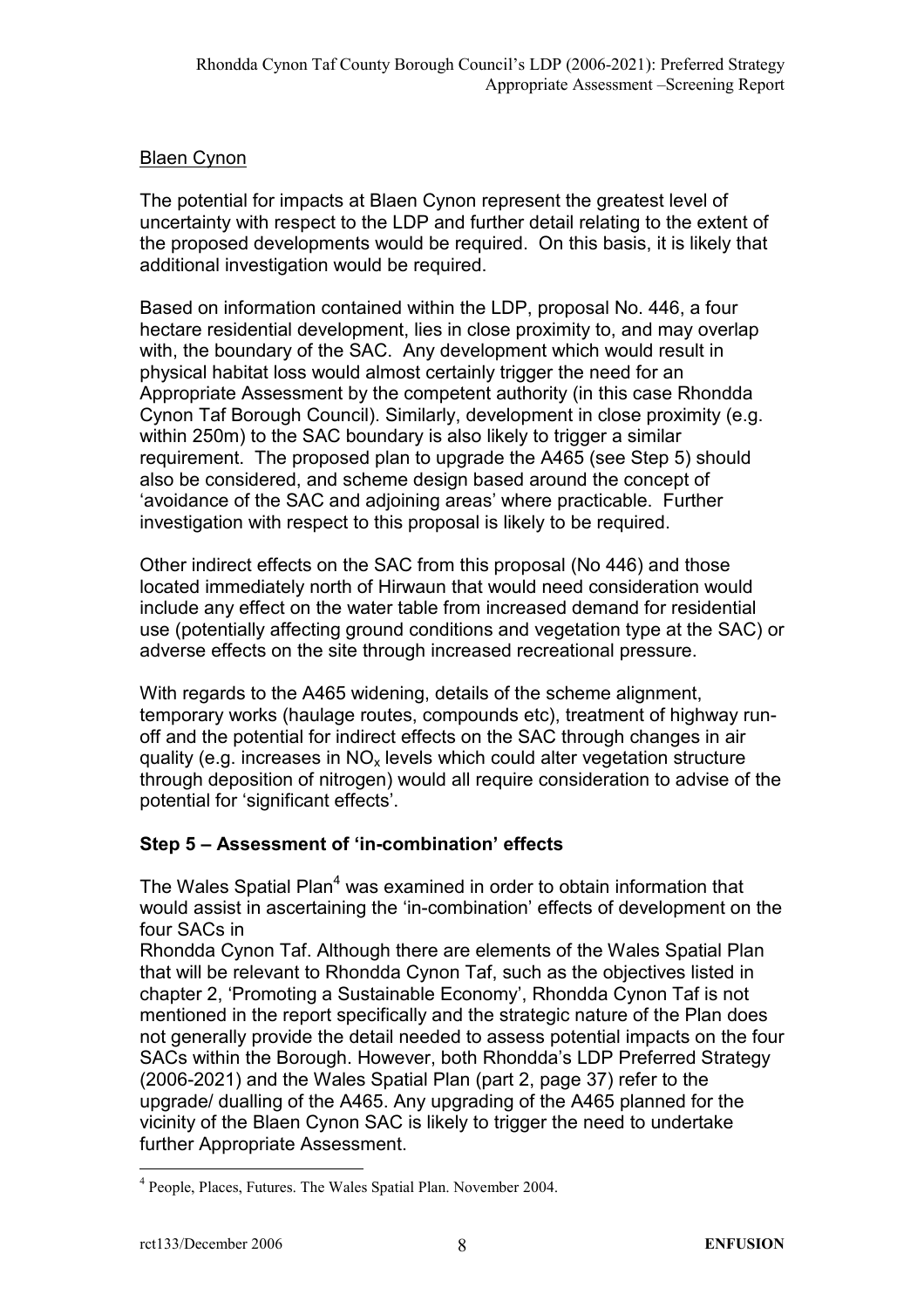Blaen Cynon

The potential for impacts at Blaen Cynon represent the greatest level of uncertainty with respect to the LDP and further detail relating to the extent of the proposed developments would be required. On this basis, it is likely that additional investigation would be required.

Based on information contained within the LDP, proposal No. 446, a four hectare residential development, lies in close proximity to, and may overlap with, the boundary of the SAC. Any development which would result in physical habitat loss would almost certainly trigger the need for an Appropriate Assessment by the competent authority (in this case Rhondda Cynon Taf Borough Council). Similarly, development in close proximity (e.g. within 250m) to the SAC boundary is also likely to trigger a similar requirement. The proposed plan to upgrade the A465 (see Step 5) should also be considered, and scheme design based around the concept of 'avoidance of the SAC and adjoining areas' where practicable. Further investigation with respect to this proposal is likely to be required.

Other indirect effects on the SAC from this proposal (No 446) and those located immediately north of Hirwaun that would need consideration would include any effect on the water table from increased demand for residential use (potentially affecting ground conditions and vegetation type at the SAC) or adverse effects on the site through increased recreational pressure.

With regards to the A465 widening, details of the scheme alignment, temporary works (haulage routes, compounds etc), treatment of highway run-off and the potential for indirect effects on the SAC through changes in air quality (e.g. increases in $NO_x$ levels which could alter vegetation structure through deposition of nitrogen) would all require consideration to advise of the potential for 'significant effects'.

### Step 5 – Assessment of 'in-combination' effects

The Wales Spatial Plan[4] was examined in order to obtain information that would assist in ascertaining the 'in-combination' effects of development on the four SACs in Rhondda Cynon Taf. Although there are elements of the Wales Spatial Plan that will be relevant to Rhondda Cynon Taf, such as the objectives listed in chapter 2, 'Promoting a Sustainable Economy', Rhondda Cynon Taf is not mentioned in the report specifically and the strategic nature of the Plan does not generally provide the detail needed to assess potential impacts on the four SACs within the Borough. However, both Rhondda's LDP Preferred Strategy (2006-2021) and the Wales Spatial Plan (part 2, page 37) refer to the upgrade/ dualling of the A465. Any upgrading of the A465 planned for the vicinity of the Blaen Cynon SAC is likely to trigger the need to undertake further Appropriate Assessment.

[4] People, Places, Futures. The Wales Spatial Plan. November 2004.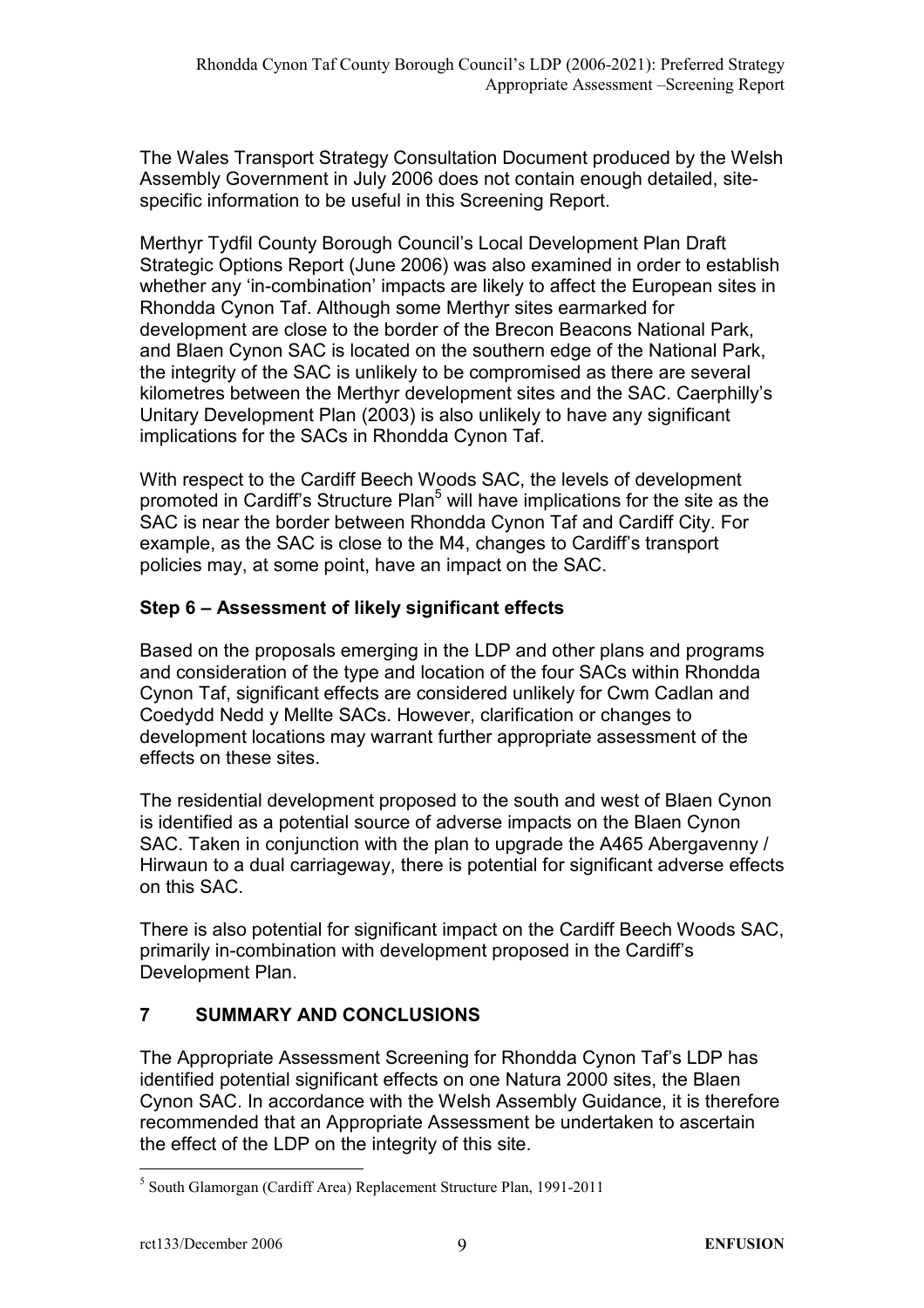The Wales Transport Strategy Consultation Document produced by the Welsh Assembly Government in July 2006 does not contain enough detailed, site-specific information to be useful in this Screening Report.

Merthyr Tydfil County Borough Council's Local Development Plan Draft Strategic Options Report (June 2006) was also examined in order to establish whether any 'in-combination' impacts are likely to affect the European sites in Rhondda Cynon Taf. Although some Merthyr sites earmarked for development are close to the border of the Brecon Beacons National Park, and Blaen Cynon SAC is located on the southern edge of the National Park, the integrity of the SAC is unlikely to be compromised as there are several kilometres between the Merthyr development sites and the SAC. Caerphilly's Unitary Development Plan (2003) is also unlikely to have any significant implications for the SACs in Rhondda Cynon Taf.

With respect to the Cardiff Beech Woods SAC, the levels of development promoted in Cardiff's Structure Plan[5] will have implications for the site as the SAC is near the border between Rhondda Cynon Taf and Cardiff City. For example, as the SAC is close to the M4, changes to Cardiff's transport policies may, at some point, have an impact on the SAC.

**Step 6 – Assessment of likely significant effects**

Based on the proposals emerging in the LDP and other plans and programs and consideration of the type and location of the four SACs within Rhondda Cynon Taf, significant effects are considered unlikely for Cwm Cadlan and Coedydd Nedd y Mellte SACs. However, clarification or changes to development locations may warrant further appropriate assessment of the effects on these sites.

The residential development proposed to the south and west of Blaen Cynon is identified as a potential source of adverse impacts on the Blaen Cynon SAC. Taken in conjunction with the plan to upgrade the A465 Abergavenny / Hirwaun to a dual carriageway, there is potential for significant adverse effects on this SAC.

There is also potential for significant impact on the Cardiff Beech Woods SAC, primarily in-combination with development proposed in the Cardiff's Development Plan.

## 7 SUMMARY AND CONCLUSIONS

The Appropriate Assessment Screening for Rhondda Cynon Taf's LDP has identified potential significant effects on one Natura 2000 sites, the Blaen Cynon SAC. In accordance with the Welsh Assembly Guidance, it is therefore recommended that an Appropriate Assessment be undertaken to ascertain the effect of the LDP on the integrity of this site.

---

[5] South Glamorgan (Cardiff Area) Replacement Structure Plan, 1991-2011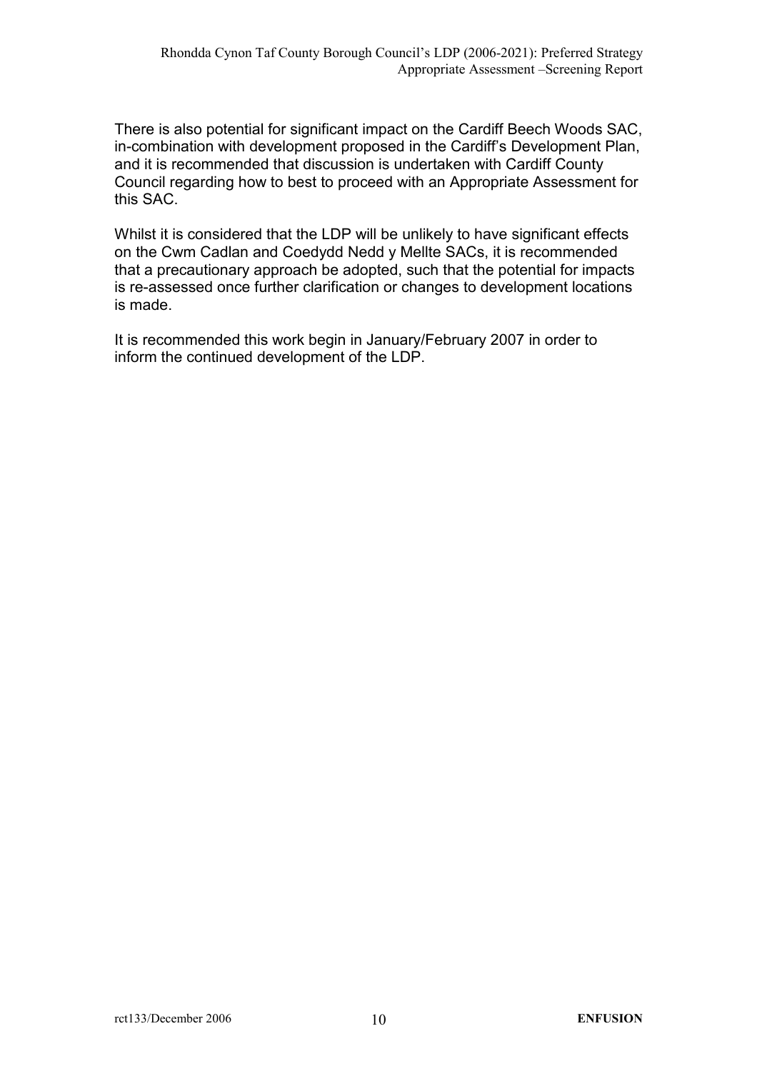There is also potential for significant impact on the Cardiff Beech Woods SAC, in-combination with development proposed in the Cardiff's Development Plan, and it is recommended that discussion is undertaken with Cardiff County Council regarding how to best to proceed with an Appropriate Assessment for this SAC.

Whilst it is considered that the LDP will be unlikely to have significant effects on the Cwm Cadlan and Coedydd Nedd y Mellte SACs, it is recommended that a precautionary approach be adopted, such that the potential for impacts is re-assessed once further clarification or changes to development locations is made.

It is recommended this work begin in January/February 2007 in order to inform the continued development of the LDP.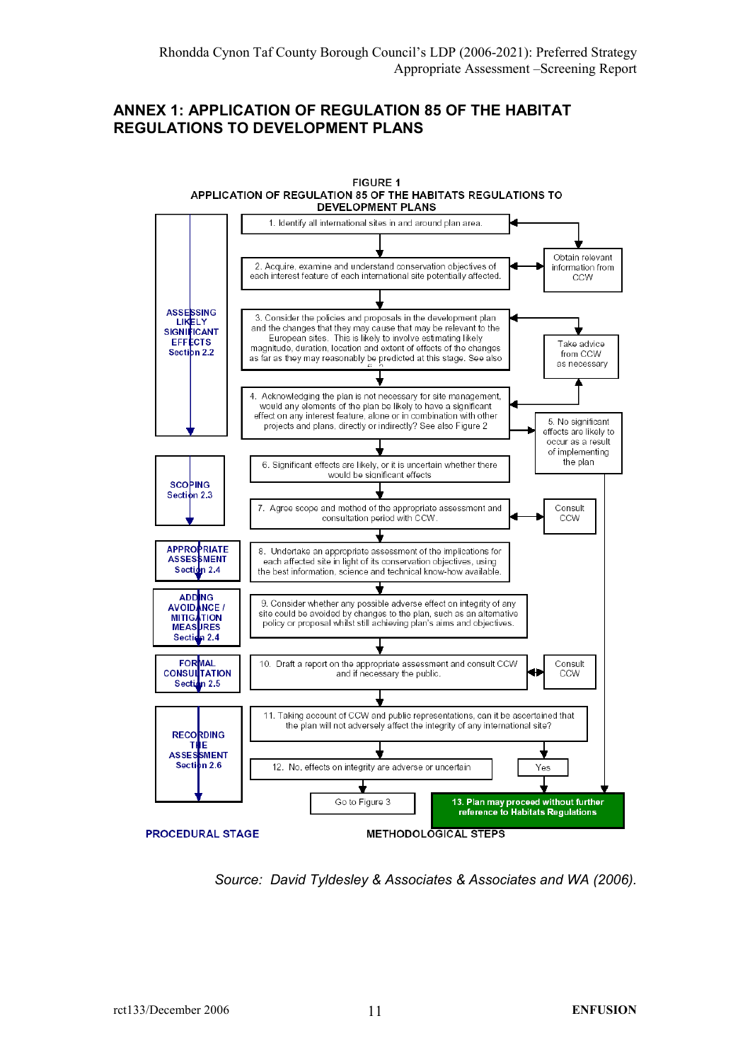# ANNEX 1: APPLICATION OF REGULATION 85 OF THE HABITAT REGULATIONS TO DEVELOPMENT PLANS

FIGURE 1
APPLICATION OF REGULATION 85 OF THE HABITATS REGULATIONS TO DEVELOPMENT PLANS

ASSESSING LIKELY SIGNIFICANT EFFECTS Section 2.2

1. Identify all international sites in and around plan area.

2. Acquire, examine and understand conservation objectives of each interest feature of each international site potentially affected.

Obtain relevant information from CCW

3. Consider the policies and proposals in the development plan and the changes that they may cause that may be relevant to the European sites. This is likely to involve estimating likely magnitude, duration, location and extent of effects of the changes as far as they may reasonably be predicted at this stage. See also fi...

Take advice from CCW as necessary

4. Acknowledging the plan is not necessary for site management, would any elements of the plan be likely to have a significant effect on any interest feature, alone or in combination with other projects and plans, directly or indirectly? See also Figure 2

5. No significant effects are likely to occur as a result of implementing the plan

SCOPING Section 2.3

6. Significant effects are likely, or it is uncertain whether there would be significant effects

7. Agree scope and method of the appropriate assessment and consultation period with CCW.

Consult CCW

APPROPRIATE ASSESSMENT Section 2.4

8. Undertake an appropriate assessment of the implications for each affected site in light of its conservation objectives, using the best information, science and technical know-how available.

ADDING AVOIDANCE / MITIGATION MEASURES Section 2.4

9. Consider whether any possible adverse effect on integrity of any site could be avoided by changes to the plan, such as an alternative policy or proposal whilst still achieving plan's aims and objectives.

FORMAL CONSULTATION Section 2.5

10. Draft a report on the appropriate assessment and consult CCW and if necessary the public.

Consult CCW

RECORDING THE ASSESSMENT Section 2.6

11. Taking account of CCW and public representations, can it be ascertained that the plan will not adversely affect the integrity of any international site?

12. No, effects on integrity are adverse or uncertain

Yes

Go to Figure 3

13. Plan may proceed without further reference to Habitats Regulations

PROCEDURAL STAGE

METHODOLOGICAL STEPS

*Source: David Tyldesley & Associates & Associates and WA (2006).*